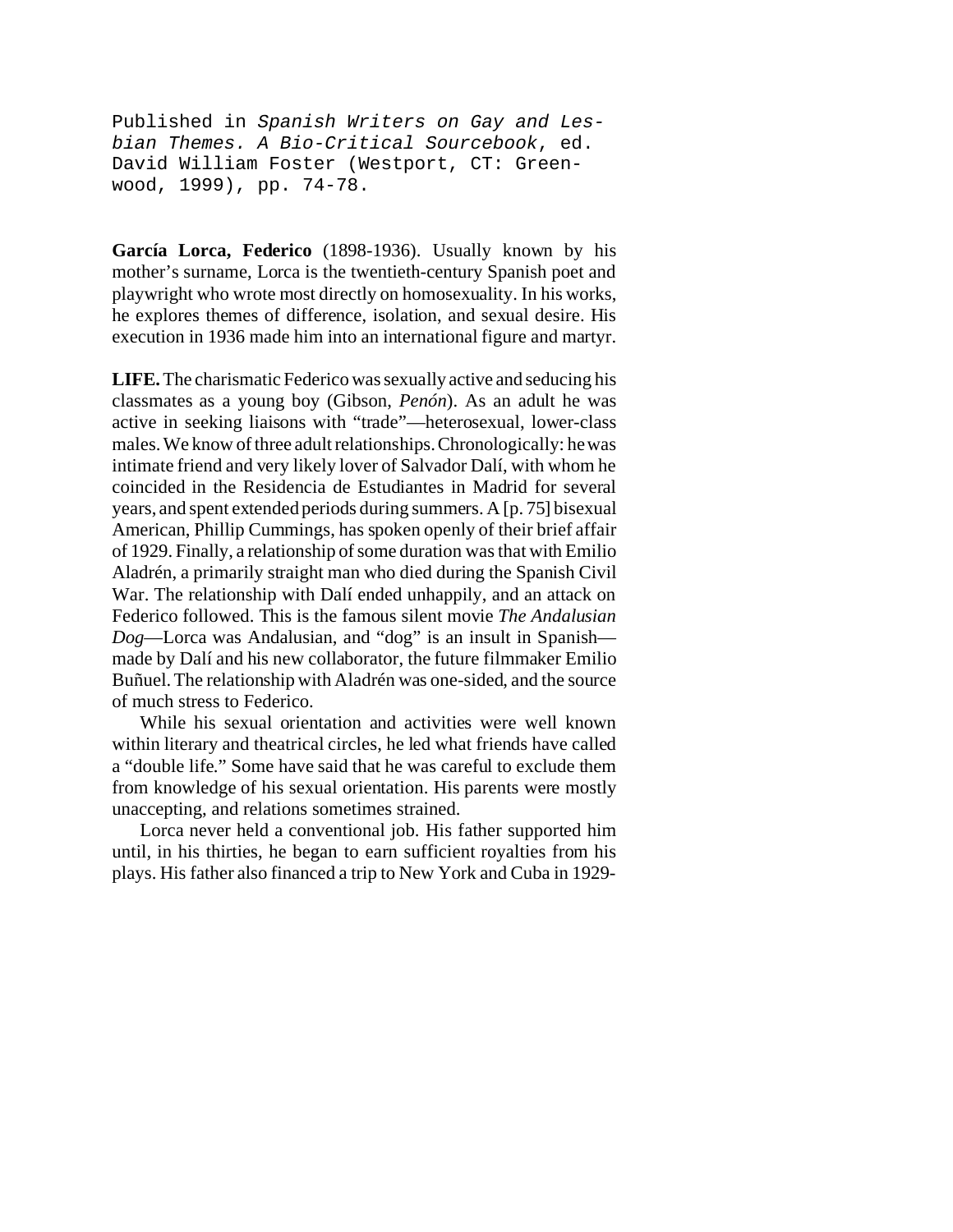Published in *Spanish Writers on Gay and Lesbian Themes. A Bio-Critical Sourcebook*, ed. David William Foster (Westport, CT: Greenwood, 1999), pp. 74-78.

**García Lorca, Federico** (1898-1936). Usually known by his mother's surname, Lorca is the twentieth-century Spanish poet and playwright who wrote most directly on homosexuality. In his works, he explores themes of difference, isolation, and sexual desire. His execution in 1936 made him into an international figure and martyr.

**LIFE.** The charismatic Federico was sexually active and seducing his classmates as a young boy (Gibson, *Penón*). As an adult he was active in seeking liaisons with "trade"—heterosexual, lower-class males. We know of three adult relationships. Chronologically: he was intimate friend and very likely lover of Salvador Dalí, with whom he coincided in the Residencia de Estudiantes in Madrid for several years, and spent extended periods during summers. A [p. 75] bisexual American, Phillip Cummings, has spoken openly of their brief affair of 1929. Finally, a relationship of some duration was that with Emilio Aladrén, a primarily straight man who died during the Spanish Civil War. The relationship with Dalí ended unhappily, and an attack on Federico followed. This is the famous silent movie *The Andalusian Dog*—Lorca was Andalusian, and "dog" is an insult in Spanish—made by Dalí and his new collaborator, the future filmmaker Emilio Buñuel. The relationship with Aladrén was one-sided, and the source of much stress to Federico.

While his sexual orientation and activities were well known within literary and theatrical circles, he led what friends have called a "double life." Some have said that he was careful to exclude them from knowledge of his sexual orientation. His parents were mostly unaccepting, and relations sometimes strained.

Lorca never held a conventional job. His father supported him until, in his thirties, he began to earn sufficient royalties from his plays. His father also financed a trip to New York and Cuba in 1929-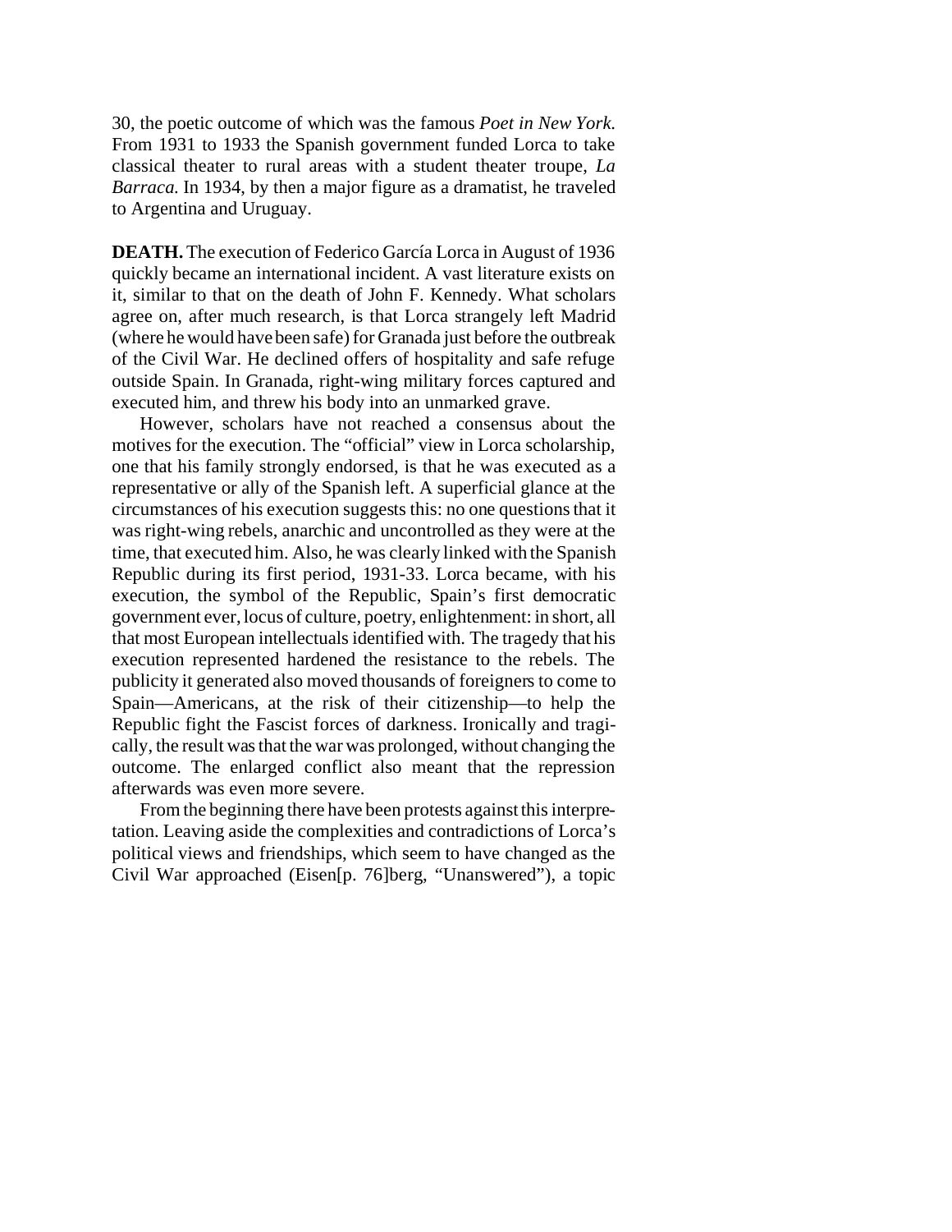30, the poetic outcome of which was the famous *Poet in New York.* From 1931 to 1933 the Spanish government funded Lorca to take classical theater to rural areas with a student theater troupe, *La Barraca.* In 1934, by then a major figure as a dramatist, he traveled to Argentina and Uruguay.

**DEATH.** The execution of Federico García Lorca in August of 1936 quickly became an international incident. A vast literature exists on it, similar to that on the death of John F. Kennedy. What scholars agree on, after much research, is that Lorca strangely left Madrid (where he would have been safe) for Granada just before the outbreak of the Civil War. He declined offers of hospitality and safe refuge outside Spain. In Granada, right-wing military forces captured and executed him, and threw his body into an unmarked grave.

However, scholars have not reached a consensus about the motives for the execution. The "official" view in Lorca scholarship, one that his family strongly endorsed, is that he was executed as a representative or ally of the Spanish left. A superficial glance at the circumstances of his execution suggests this: no one questions that it was right-wing rebels, anarchic and uncontrolled as they were at the time, that executed him. Also, he was clearly linked with the Spanish Republic during its first period, 1931-33. Lorca became, with his execution, the symbol of the Republic, Spain's first democratic government ever, locus of culture, poetry, enlightenment: in short, all that most European intellectuals identified with. The tragedy that his execution represented hardened the resistance to the rebels. The publicity it generated also moved thousands of foreigners to come to Spain—Americans, at the risk of their citizenship—to help the Republic fight the Fascist forces of darkness. Ironically and tragically, the result was that the war was prolonged, without changing the outcome. The enlarged conflict also meant that the repression afterwards was even more severe.

From the beginning there have been protests against this interpretation. Leaving aside the complexities and contradictions of Lorca's political views and friendships, which seem to have changed as the Civil War approached (Eisen[p. 76]berg, "Unanswered"), a topic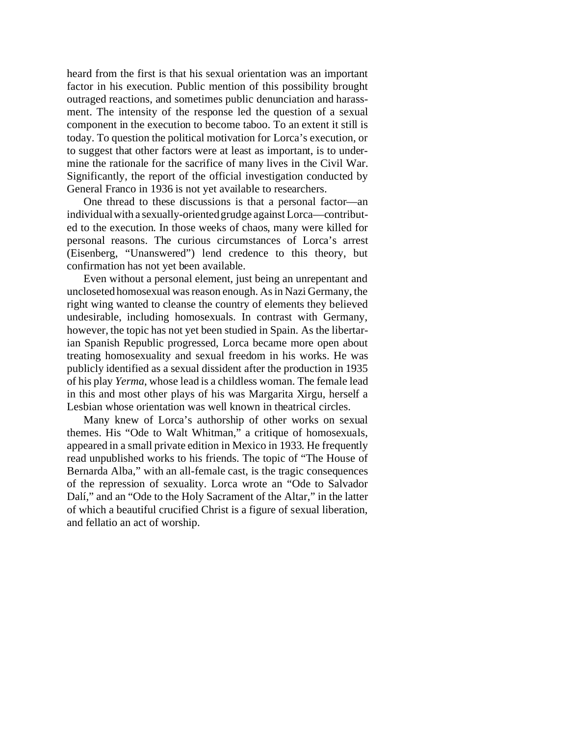heard from the first is that his sexual orientation was an important factor in his execution. Public mention of this possibility brought outraged reactions, and sometimes public denunciation and harassment. The intensity of the response led the question of a sexual component in the execution to become taboo. To an extent it still is today. To question the political motivation for Lorca's execution, or to suggest that other factors were at least as important, is to undermine the rationale for the sacrifice of many lives in the Civil War. Significantly, the report of the official investigation conducted by General Franco in 1936 is not yet available to researchers.

One thread to these discussions is that a personal factor—an individual with a sexually-oriented grudge against Lorca—contributed to the execution. In those weeks of chaos, many were killed for personal reasons. The curious circumstances of Lorca's arrest (Eisenberg, "Unanswered") lend credence to this theory, but confirmation has not yet been available.

Even without a personal element, just being an unrepentant and uncloseted homosexual was reason enough. As in Nazi Germany, the right wing wanted to cleanse the country of elements they believed undesirable, including homosexuals. In contrast with Germany, however, the topic has not yet been studied in Spain. As the libertarian Spanish Republic progressed, Lorca became more open about treating homosexuality and sexual freedom in his works. He was publicly identified as a sexual dissident after the production in 1935 of his play *Yerma*, whose lead is a childless woman. The female lead in this and most other plays of his was Margarita Xirgu, herself a Lesbian whose orientation was well known in theatrical circles.

Many knew of Lorca's authorship of other works on sexual themes. His "Ode to Walt Whitman," a critique of homosexuals, appeared in a small private edition in Mexico in 1933. He frequently read unpublished works to his friends. The topic of "The House of Bernarda Alba," with an all-female cast, is the tragic consequences of the repression of sexuality. Lorca wrote an "Ode to Salvador Dalí," and an "Ode to the Holy Sacrament of the Altar," in the latter of which a beautiful crucified Christ is a figure of sexual liberation, and fellatio an act of worship.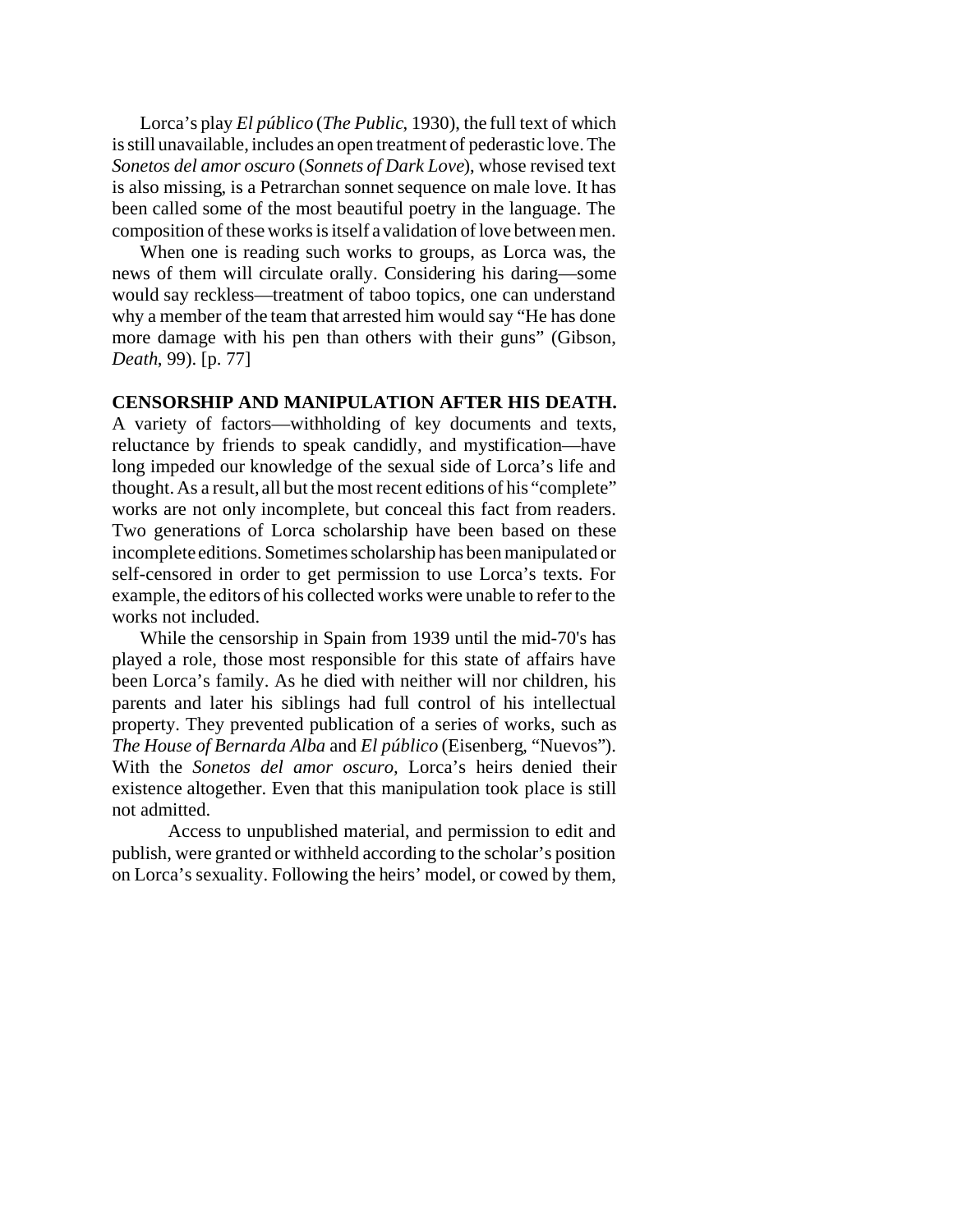Lorca's play *El público* (*The Public*, 1930), the full text of which is still unavailable, includes an open treatment of pederastic love. The *Sonetos del amor oscuro* (*Sonnets of Dark Love*), whose revised text is also missing, is a Petrarchan sonnet sequence on male love. It has been called some of the most beautiful poetry in the language. The composition of these works is itself a validation of love between men.

When one is reading such works to groups, as Lorca was, the news of them will circulate orally. Considering his daring—some would say reckless—treatment of taboo topics, one can understand why a member of the team that arrested him would say "He has done more damage with his pen than others with their guns" (Gibson, *Death*, 99). [p. 77]

**CENSORSHIP AND MANIPULATION AFTER HIS DEATH.** A variety of factors—withholding of key documents and texts, reluctance by friends to speak candidly, and mystification—have long impeded our knowledge of the sexual side of Lorca's life and thought. As a result, all but the most recent editions of his "complete" works are not only incomplete, but conceal this fact from readers. Two generations of Lorca scholarship have been based on these incomplete editions. Sometimes scholarship has been manipulated or self-censored in order to get permission to use Lorca's texts. For example, the editors of his collected works were unable to refer to the works not included.

While the censorship in Spain from 1939 until the mid-70's has played a role, those most responsible for this state of affairs have been Lorca's family. As he died with neither will nor children, his parents and later his siblings had full control of his intellectual property. They prevented publication of a series of works, such as *The House of Bernarda Alba* and *El público* (Eisenberg, "Nuevos"). With the *Sonetos del amor oscuro*, Lorca's heirs denied their existence altogether. Even that this manipulation took place is still not admitted.

Access to unpublished material, and permission to edit and publish, were granted or withheld according to the scholar's position on Lorca's sexuality. Following the heirs' model, or cowed by them,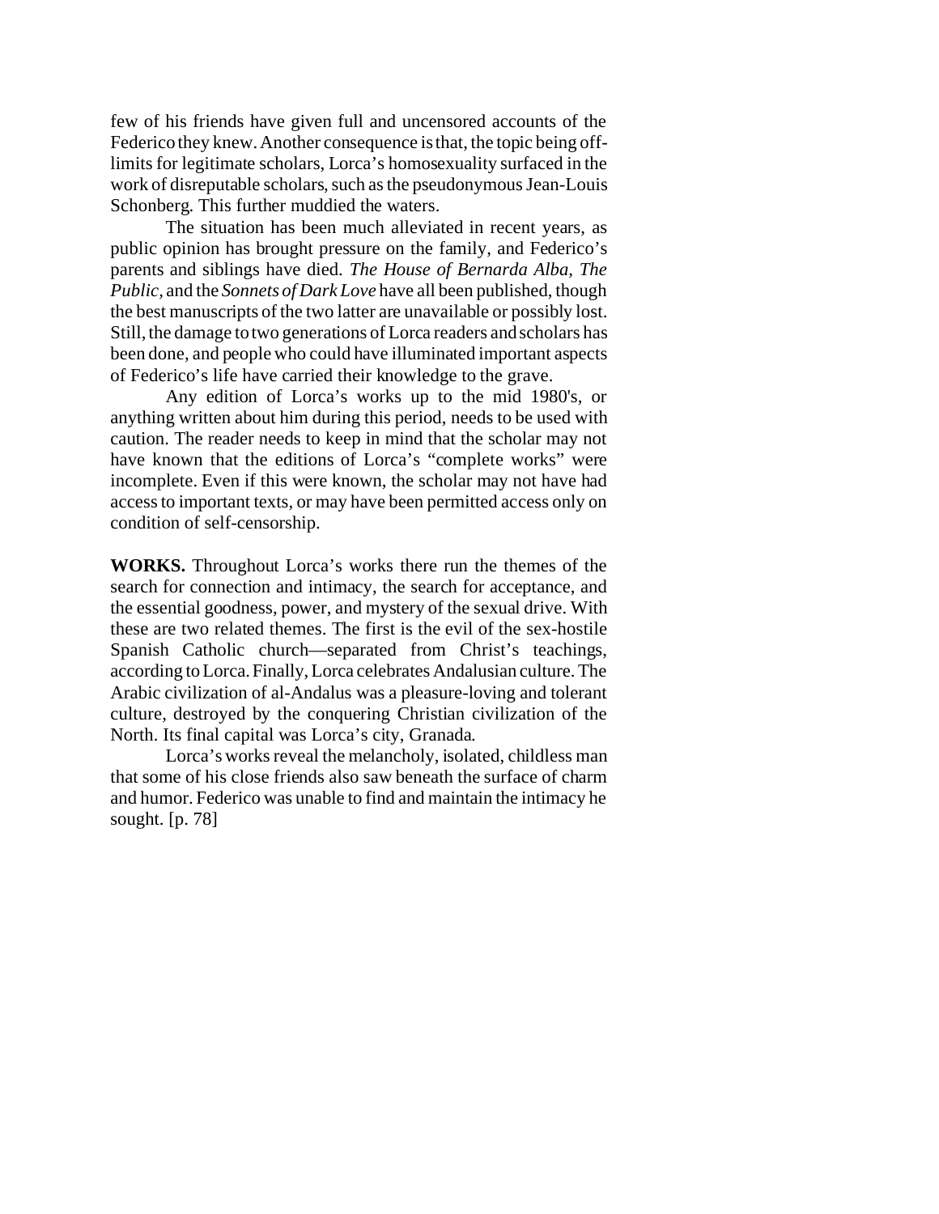few of his friends have given full and uncensored accounts of the Federico they knew. Another consequence is that, the topic being off-limits for legitimate scholars, Lorca's homosexuality surfaced in the work of disreputable scholars, such as the pseudonymous Jean-Louis Schonberg. This further muddied the waters.

The situation has been much alleviated in recent years, as public opinion has brought pressure on the family, and Federico's parents and siblings have died. *The House of Bernarda Alba, The Public,* and the *Sonnets of Dark Love* have all been published, though the best manuscripts of the two latter are unavailable or possibly lost. Still, the damage to two generations of Lorca readers and scholars has been done, and people who could have illuminated important aspects of Federico's life have carried their knowledge to the grave.

Any edition of Lorca's works up to the mid 1980's, or anything written about him during this period, needs to be used with caution. The reader needs to keep in mind that the scholar may not have known that the editions of Lorca's "complete works" were incomplete. Even if this were known, the scholar may not have had access to important texts, or may have been permitted access only on condition of self-censorship.

**WORKS.** Throughout Lorca's works there run the themes of the search for connection and intimacy, the search for acceptance, and the essential goodness, power, and mystery of the sexual drive. With these are two related themes. The first is the evil of the sex-hostile Spanish Catholic church—separated from Christ's teachings, according to Lorca. Finally, Lorca celebrates Andalusian culture. The Arabic civilization of al-Andalus was a pleasure-loving and tolerant culture, destroyed by the conquering Christian civilization of the North. Its final capital was Lorca's city, Granada.

Lorca's works reveal the melancholy, isolated, childless man that some of his close friends also saw beneath the surface of charm and humor. Federico was unable to find and maintain the intimacy he sought. [p. 78]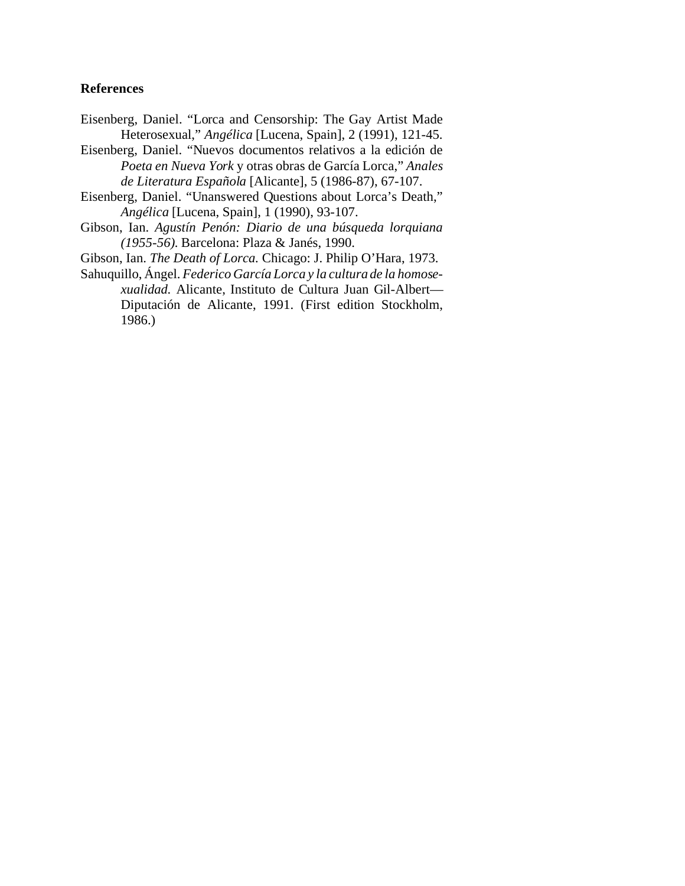## References

Eisenberg, Daniel. "Lorca and Censorship: The Gay Artist Made Heterosexual," *Angélica* [Lucena, Spain], 2 (1991), 121-45.

Eisenberg, Daniel. "Nuevos documentos relativos a la edición de *Poeta en Nueva York* y otras obras de García Lorca," *Anales de Literatura Española* [Alicante], 5 (1986-87), 67-107.

Eisenberg, Daniel. "Unanswered Questions about Lorca's Death," *Angélica* [Lucena, Spain], 1 (1990), 93-107.

Gibson, Ian. *Agustín Penón: Diario de una búsqueda lorquiana (1955-56).* Barcelona: Plaza & Janés, 1990.

Gibson, Ian. *The Death of Lorca.* Chicago: J. Philip O'Hara, 1973.

Sahuquillo, Ángel. *Federico García Lorca y la cultura de la homosexualidad.* Alicante, Instituto de Cultura Juan Gil-Albert—Diputación de Alicante, 1991. (First edition Stockholm, 1986.)